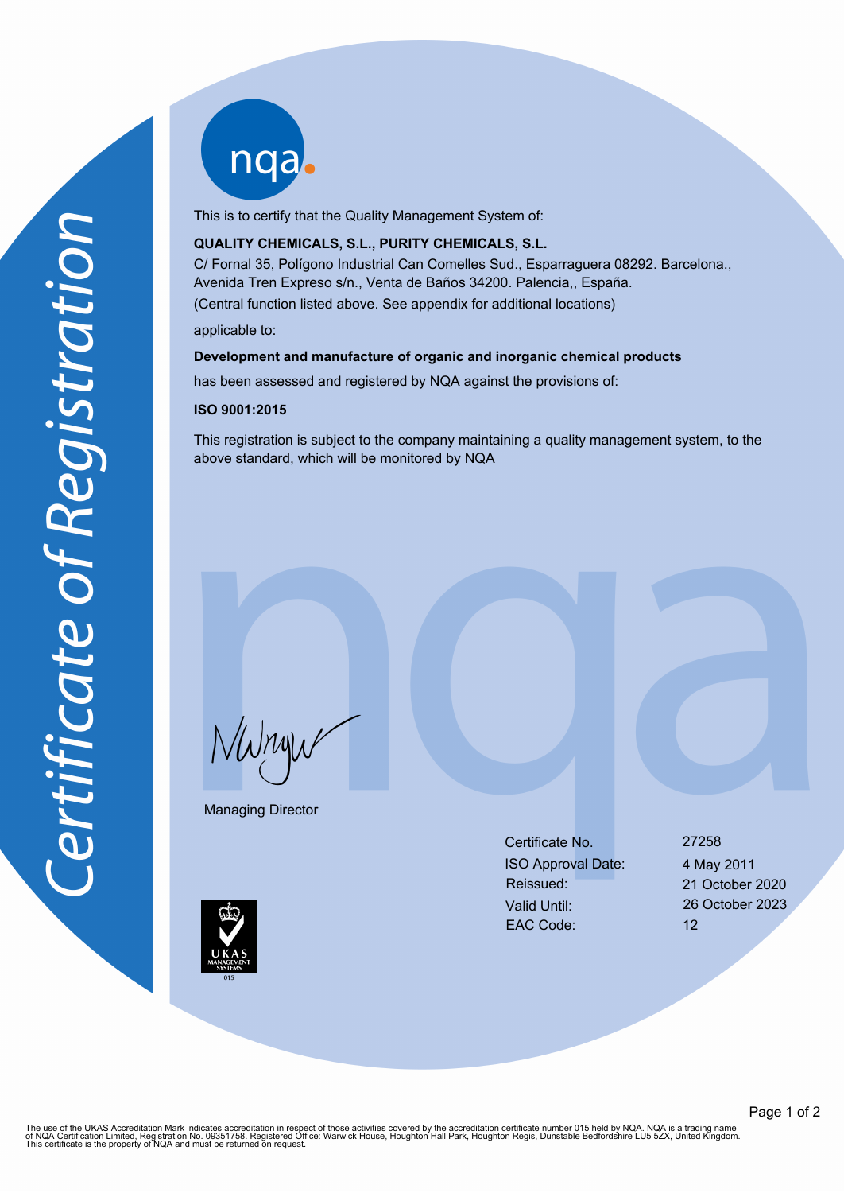# Certificate of Registration

This is to certify that the Quality Management System of:

**QUALITY CHEMICALS, S.L., PURITY CHEMICALS, S.L.**

C/ Fornal 35, Polígono Industrial Can Comelles Sud., Esparraguera 08292. Barcelona.,
Avenida Tren Expreso s/n., Venta de Baños 34200. Palencia,, España.

(Central function listed above. See appendix for additional locations)

applicable to:

**Development and manufacture of organic and inorganic chemical products**

has been assessed and registered by NQA against the provisions of:

**ISO 9001:2015**

This registration is subject to the company maintaining a quality management system, to the above standard, which will be monitored by NQA

Managing Director

| | |
|---|---|
| Certificate No. | 27258 |
| ISO Approval Date: | 4 May 2011 |
| Reissued: | 21 October 2020 |
| Valid Until: | 26 October 2023 |
| EAC Code: | 12 |

UKAS MANAGEMENT SYSTEMS 015

The use of the UKAS Accreditation Mark indicates accreditation in respect of those activities covered by the accreditation certificate number 015 held by NQA. NQA is a trading name of NQA Certification Limited, Registration No. 09351758. Registered Office: Warwick House, Houghton Hall Park, Houghton Regis, Dunstable Bedfordshire LU5 5ZX, United Kingdom. This certificate is the property of NQA and must be returned on request.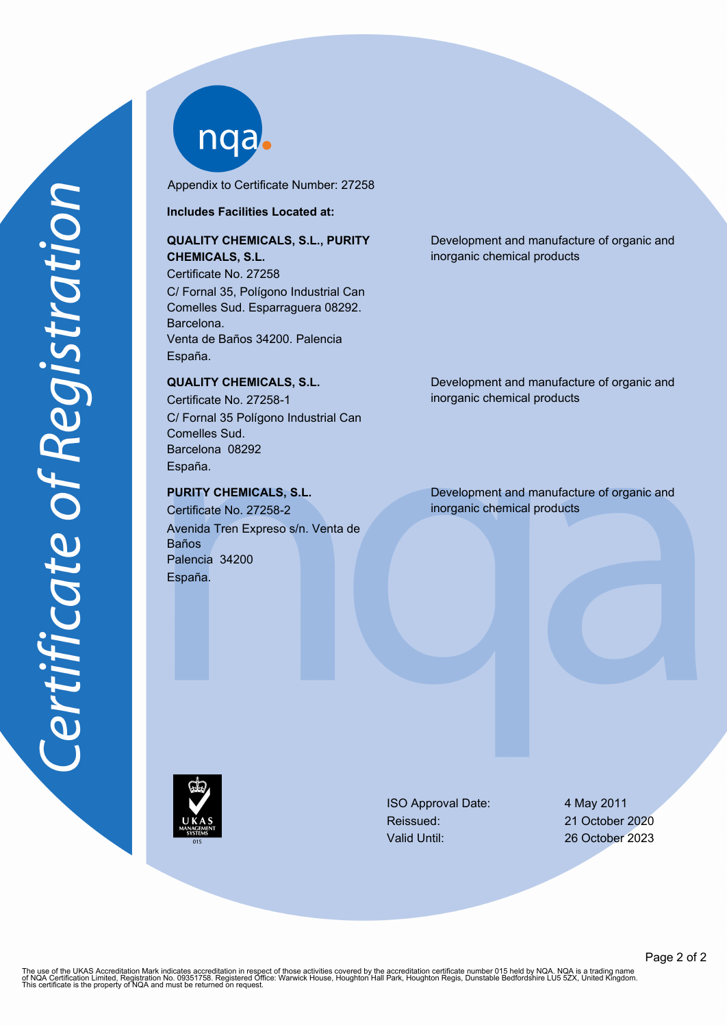*Certificate of Registration*

Appendix to Certificate Number: 27258

**Includes Facilities Located at:**

| | |
|---|---|
| **QUALITY CHEMICALS, S.L., PURITY CHEMICALS, S.L.**<br>Certificate No. 27258<br>C/ Fornal 35, Polígono Industrial Can Comelles Sud. Esparraguera 08292. Barcelona.<br>Venta de Baños 34200. Palencia<br>España. | Development and manufacture of organic and inorganic chemical products |
| **QUALITY CHEMICALS, S.L.**<br>Certificate No. 27258-1<br>C/ Fornal 35 Polígono Industrial Can Comelles Sud.<br>Barcelona 08292<br>España. | Development and manufacture of organic and inorganic chemical products |
| **PURITY CHEMICALS, S.L.**<br>Certificate No. 27258-2<br>Avenida Tren Expreso s/n. Venta de Baños<br>Palencia 34200<br>España. | Development and manufacture of organic and inorganic chemical products |

UKAS MANAGEMENT SYSTEMS 015

ISO Approval Date: 4 May 2011
Reissued: 21 October 2020
Valid Until: 26 October 2023

The use of the UKAS Accreditation Mark indicates accreditation in respect of those activities covered by the accreditation certificate number 015 held by NQA. NQA is a trading name of NQA Certification Limited, Registration No. 09351758. Registered Office: Warwick House, Houghton Hall Park, Houghton Regis, Dunstable Bedfordshire LU5 5ZX, United Kingdom. This certificate is the property of NQA and must be returned on request.